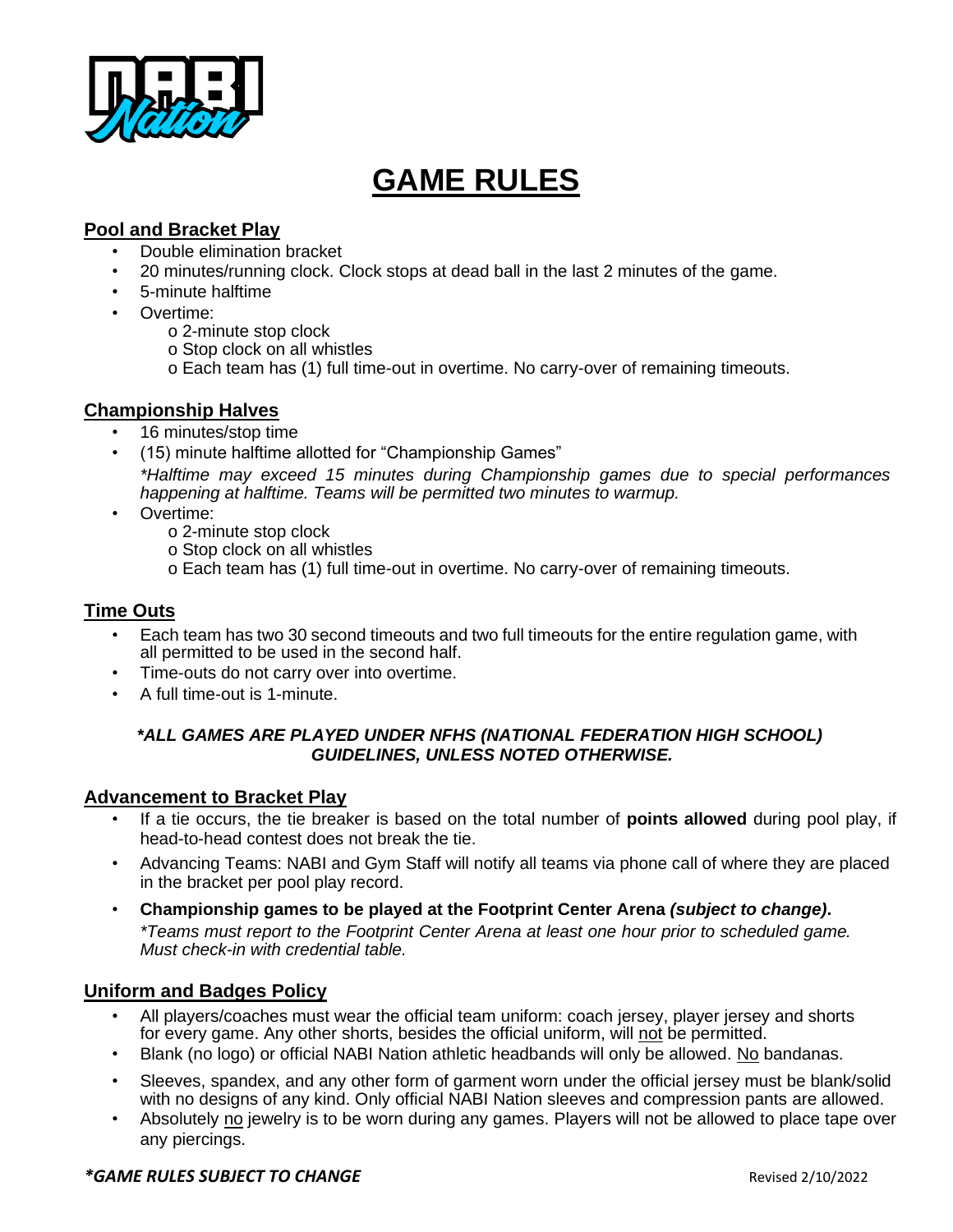# GAME RULES

## Pool and Bracket Play

- Double elimination bracket
- 20 minutes/running clock. Clock stops at dead ball in the last 2 minutes of the game.
- 5-minute halftime
- Overtime:
  - o 2-minute stop clock
  - o Stop clock on all whistles
  - o Each team has (1) full time-out in overtime. No carry-over of remaining timeouts.

## Championship Halves

- 16 minutes/stop time
- (15) minute halftime allotted for "Championship Games"

  *\*Halftime may exceed 15 minutes during Championship games due to special performances happening at halftime. Teams will be permitted two minutes to warmup.*
- Overtime:
  - o 2-minute stop clock
  - o Stop clock on all whistles
  - o Each team has (1) full time-out in overtime. No carry-over of remaining timeouts.

## Time Outs

- Each team has two 30 second timeouts and two full timeouts for the entire regulation game, with all permitted to be used in the second half.
- Time-outs do not carry over into overtime.
- A full time-out is 1-minute.

***\*ALL GAMES ARE PLAYED UNDER NFHS (NATIONAL FEDERATION HIGH SCHOOL) GUIDELINES, UNLESS NOTED OTHERWISE.***

## Advancement to Bracket Play

- If a tie occurs, the tie breaker is based on the total number of **points allowed** during pool play, if head-to-head contest does not break the tie.
- Advancing Teams: NABI and Gym Staff will notify all teams via phone call of where they are placed in the bracket per pool play record.
- **Championship games to be played at the Footprint Center Arena *(subject to change)*.**

  *\*Teams must report to the Footprint Center Arena at least one hour prior to scheduled game. Must check-in with credential table.*

## Uniform and Badges Policy

- All players/coaches must wear the official team uniform: coach jersey, player jersey and shorts for every game. Any other shorts, besides the official uniform, will <u>not</u> be permitted.
- Blank (no logo) or official NABI Nation athletic headbands will only be allowed. <u>No</u> bandanas.
- Sleeves, spandex, and any other form of garment worn under the official jersey must be blank/solid with no designs of any kind. Only official NABI Nation sleeves and compression pants are allowed.
- Absolutely <u>no</u> jewelry is to be worn during any games. Players will not be allowed to place tape over any piercings.

***\*GAME RULES SUBJECT TO CHANGE*** Revised 2/10/2022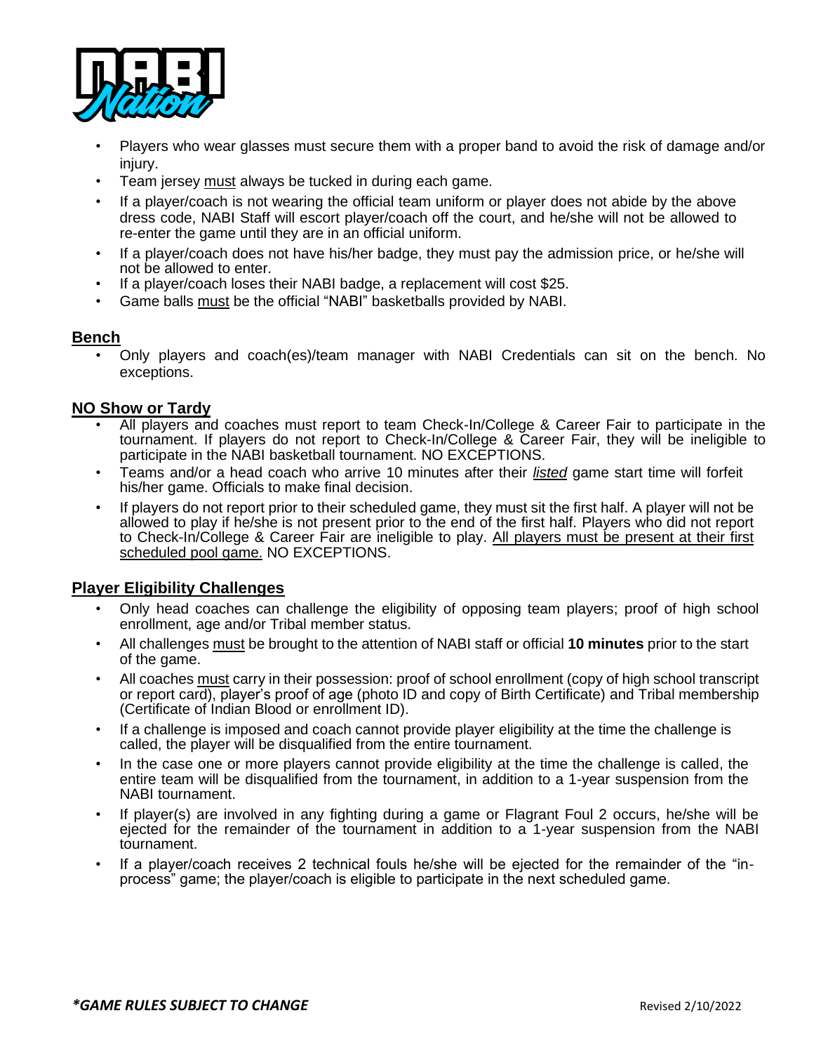- Players who wear glasses must secure them with a proper band to avoid the risk of damage and/or injury.
- Team jersey <u>must</u> always be tucked in during each game.
- If a player/coach is not wearing the official team uniform or player does not abide by the above dress code, NABI Staff will escort player/coach off the court, and he/she will not be allowed to re-enter the game until they are in an official uniform.
- If a player/coach does not have his/her badge, they must pay the admission price, or he/she will not be allowed to enter.
- If a player/coach loses their NABI badge, a replacement will cost $25.
- Game balls <u>must</u> be the official "NABI" basketballs provided by NABI.

## Bench

- Only players and coach(es)/team manager with NABI Credentials can sit on the bench. No exceptions.

## NO Show or Tardy

- All players and coaches must report to team Check-In/College & Career Fair to participate in the tournament. If players do not report to Check-In/College & Career Fair, they will be ineligible to participate in the NABI basketball tournament. NO EXCEPTIONS.
- Teams and/or a head coach who arrive 10 minutes after their *listed* game start time will forfeit his/her game. Officials to make final decision.
- If players do not report prior to their scheduled game, they must sit the first half. A player will not be allowed to play if he/she is not present prior to the end of the first half. Players who did not report to Check-In/College & Career Fair are ineligible to play. <u>All players must be present at their first scheduled pool game.</u> NO EXCEPTIONS.

## Player Eligibility Challenges

- Only head coaches can challenge the eligibility of opposing team players; proof of high school enrollment, age and/or Tribal member status.
- All challenges <u>must</u> be brought to the attention of NABI staff or official **10 minutes** prior to the start of the game.
- All coaches <u>must</u> carry in their possession: proof of school enrollment (copy of high school transcript or report card), player's proof of age (photo ID and copy of Birth Certificate) and Tribal membership (Certificate of Indian Blood or enrollment ID).
- If a challenge is imposed and coach cannot provide player eligibility at the time the challenge is called, the player will be disqualified from the entire tournament.
- In the case one or more players cannot provide eligibility at the time the challenge is called, the entire team will be disqualified from the tournament, in addition to a 1-year suspension from the NABI tournament.
- If player(s) are involved in any fighting during a game or Flagrant Foul 2 occurs, he/she will be ejected for the remainder of the tournament in addition to a 1-year suspension from the NABI tournament.
- If a player/coach receives 2 technical fouls he/she will be ejected for the remainder of the "in-process" game; the player/coach is eligible to participate in the next scheduled game.

***GAME RULES SUBJECT TO CHANGE**

Revised 2/10/2022